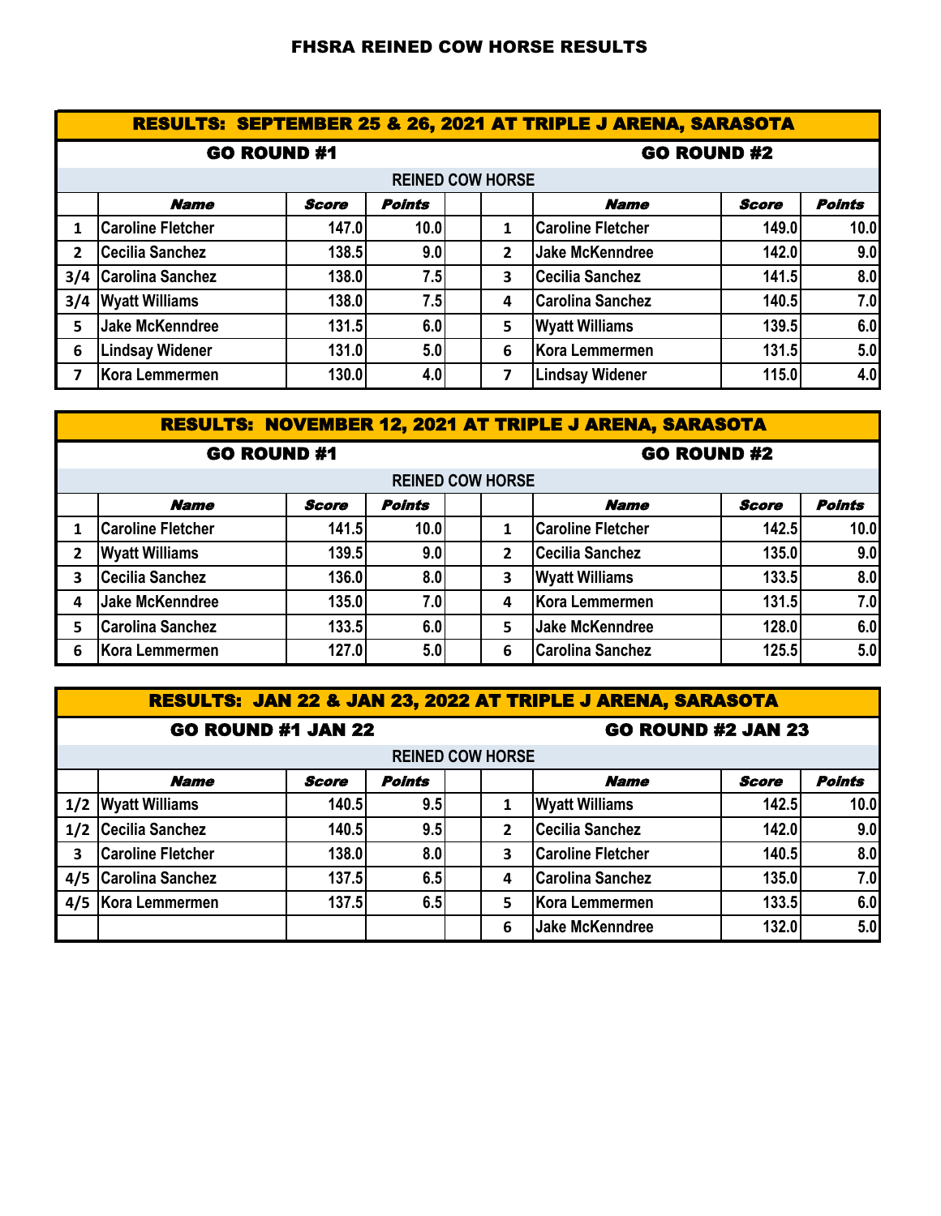# FHSRA REINED COW HORSE RESULTS

## RESULTS: SEPTEMBER 25 & 26, 2021 AT TRIPLE J ARENA, SARASOTA

| GO ROUND #1 | | | | | GO ROUND #2 | | | |
|---|---|---|---|---|---|---|---|---|
| REINED COW HORSE | | | | | | | | |
| | **Name** | **Score** | **Points** | | | **Name** | **Score** | **Points** |
| 1 | Caroline Fletcher | 147.0 | 10.0 | | 1 | Caroline Fletcher | 149.0 | 10.0 |
| 2 | Cecilia Sanchez | 138.5 | 9.0 | | 2 | Jake McKenndree | 142.0 | 9.0 |
| 3/4 | Carolina Sanchez | 138.0 | 7.5 | | 3 | Cecilia Sanchez | 141.5 | 8.0 |
| 3/4 | Wyatt Williams | 138.0 | 7.5 | | 4 | Carolina Sanchez | 140.5 | 7.0 |
| 5 | Jake McKenndree | 131.5 | 6.0 | | 5 | Wyatt Williams | 139.5 | 6.0 |
| 6 | Lindsay Widener | 131.0 | 5.0 | | 6 | Kora Lemmermen | 131.5 | 5.0 |
| 7 | Kora Lemmermen | 130.0 | 4.0 | | 7 | Lindsay Widener | 115.0 | 4.0 |

## RESULTS: NOVEMBER 12, 2021 AT TRIPLE J ARENA, SARASOTA

| GO ROUND #1 | | | | | GO ROUND #2 | | | |
|---|---|---|---|---|---|---|---|---|
| REINED COW HORSE | | | | | | | | |
| | **Name** | **Score** | **Points** | | | **Name** | **Score** | **Points** |
| 1 | Caroline Fletcher | 141.5 | 10.0 | | 1 | Caroline Fletcher | 142.5 | 10.0 |
| 2 | Wyatt Williams | 139.5 | 9.0 | | 2 | Cecilia Sanchez | 135.0 | 9.0 |
| 3 | Cecilia Sanchez | 136.0 | 8.0 | | 3 | Wyatt Williams | 133.5 | 8.0 |
| 4 | Jake McKenndree | 135.0 | 7.0 | | 4 | Kora Lemmermen | 131.5 | 7.0 |
| 5 | Carolina Sanchez | 133.5 | 6.0 | | 5 | Jake McKenndree | 128.0 | 6.0 |
| 6 | Kora Lemmermen | 127.0 | 5.0 | | 6 | Carolina Sanchez | 125.5 | 5.0 |

## RESULTS: JAN 22 & JAN 23, 2022 AT TRIPLE J ARENA, SARASOTA

| GO ROUND #1 JAN 22 | | | | | GO ROUND #2 JAN 23 | | | |
|---|---|---|---|---|---|---|---|---|
| REINED COW HORSE | | | | | | | | |
| | **Name** | **Score** | **Points** | | | **Name** | **Score** | **Points** |
| 1/2 | Wyatt Williams | 140.5 | 9.5 | | 1 | Wyatt Williams | 142.5 | 10.0 |
| 1/2 | Cecilia Sanchez | 140.5 | 9.5 | | 2 | Cecilia Sanchez | 142.0 | 9.0 |
| 3 | Caroline Fletcher | 138.0 | 8.0 | | 3 | Caroline Fletcher | 140.5 | 8.0 |
| 4/5 | Carolina Sanchez | 137.5 | 6.5 | | 4 | Carolina Sanchez | 135.0 | 7.0 |
| 4/5 | Kora Lemmermen | 137.5 | 6.5 | | 5 | Kora Lemmermen | 133.5 | 6.0 |
| | | | | | 6 | Jake McKenndree | 132.0 | 5.0 |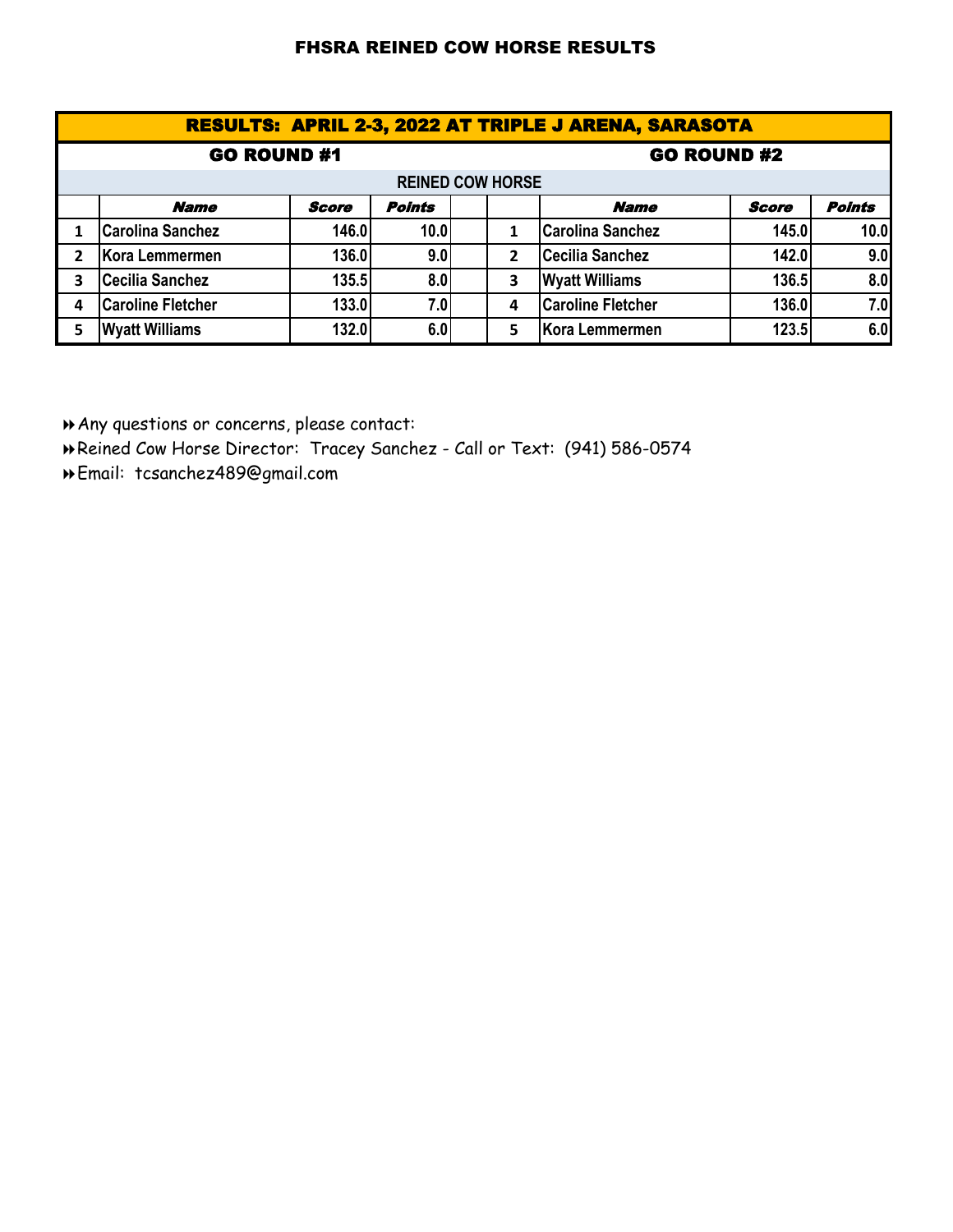# FHSRA REINED COW HORSE RESULTS

| RESULTS: APRIL 2-3, 2022 AT TRIPLE J ARENA, SARASOTA | | | | | | | | |
|---|---|---|---|---|---|---|---|---|
| GO ROUND #1 | | | | | GO ROUND #2 | | | |
| REINED COW HORSE | | | | | | | | |
| | ***Name*** | ***Score*** | ***Points*** | | | ***Name*** | ***Score*** | ***Points*** |
| 1 | Carolina Sanchez | 146.0 | 10.0 | | 1 | Carolina Sanchez | 145.0 | 10.0 |
| 2 | Kora Lemmermen | 136.0 | 9.0 | | 2 | Cecilia Sanchez | 142.0 | 9.0 |
| 3 | Cecilia Sanchez | 135.5 | 8.0 | | 3 | Wyatt Williams | 136.5 | 8.0 |
| 4 | Caroline Fletcher | 133.0 | 7.0 | | 4 | Caroline Fletcher | 136.0 | 7.0 |
| 5 | Wyatt Williams | 132.0 | 6.0 | | 5 | Kora Lemmermen | 123.5 | 6.0 |

- Any questions or concerns, please contact:
- Reined Cow Horse Director: Tracey Sanchez - Call or Text: (941) 586-0574
- Email: tcsanchez489@gmail.com